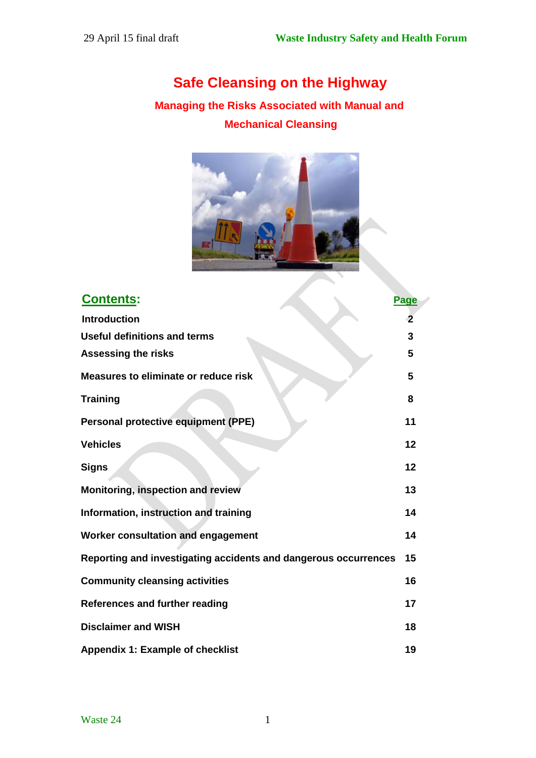# Safe Cleansing on the Highway

## Managing the Risks Associated with Manual and Mechanical Cleansing

## Contents:

| | Page |
|---|---|
| Introduction | 2 |
| Useful definitions and terms | 3 |
| Assessing the risks | 5 |
| Measures to eliminate or reduce risk | 5 |
| Training | 8 |
| Personal protective equipment (PPE) | 11 |
| Vehicles | 12 |
| Signs | 12 |
| Monitoring, inspection and review | 13 |
| Information, instruction and training | 14 |
| Worker consultation and engagement | 14 |
| Reporting and investigating accidents and dangerous occurrences | 15 |
| Community cleansing activities | 16 |
| References and further reading | 17 |
| Disclaimer and WISH | 18 |
| Appendix 1: Example of checklist | 19 |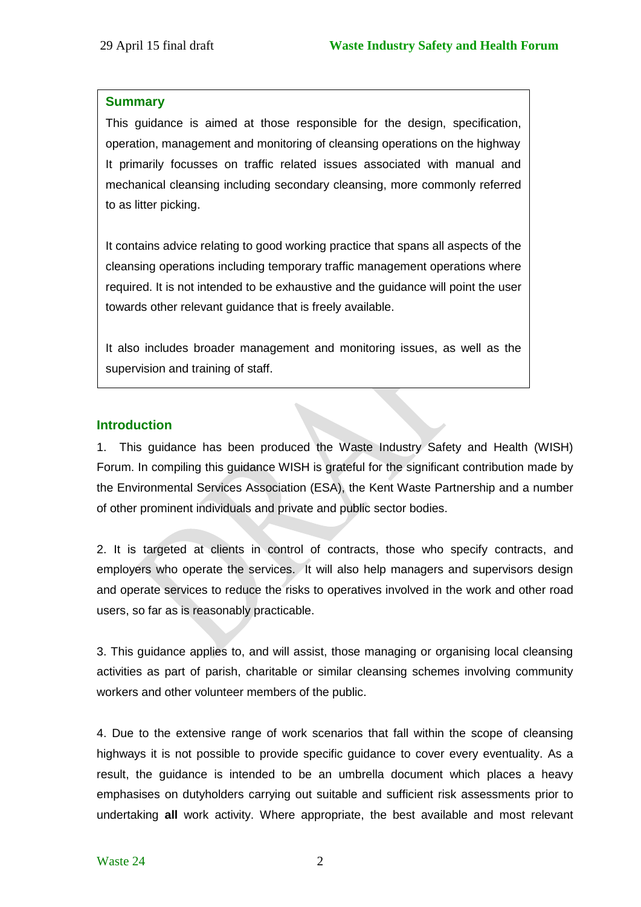## Summary

This guidance is aimed at those responsible for the design, specification, operation, management and monitoring of cleansing operations on the highway It primarily focusses on traffic related issues associated with manual and mechanical cleansing including secondary cleansing, more commonly referred to as litter picking.

It contains advice relating to good working practice that spans all aspects of the cleansing operations including temporary traffic management operations where required. It is not intended to be exhaustive and the guidance will point the user towards other relevant guidance that is freely available.

It also includes broader management and monitoring issues, as well as the supervision and training of staff.

## Introduction

1. This guidance has been produced the Waste Industry Safety and Health (WISH) Forum. In compiling this guidance WISH is grateful for the significant contribution made by the Environmental Services Association (ESA), the Kent Waste Partnership and a number of other prominent individuals and private and public sector bodies.

2. It is targeted at clients in control of contracts, those who specify contracts, and employers who operate the services. It will also help managers and supervisors design and operate services to reduce the risks to operatives involved in the work and other road users, so far as is reasonably practicable.

3. This guidance applies to, and will assist, those managing or organising local cleansing activities as part of parish, charitable or similar cleansing schemes involving community workers and other volunteer members of the public.

4. Due to the extensive range of work scenarios that fall within the scope of cleansing highways it is not possible to provide specific guidance to cover every eventuality. As a result, the guidance is intended to be an umbrella document which places a heavy emphasises on dutyholders carrying out suitable and sufficient risk assessments prior to undertaking **all** work activity. Where appropriate, the best available and most relevant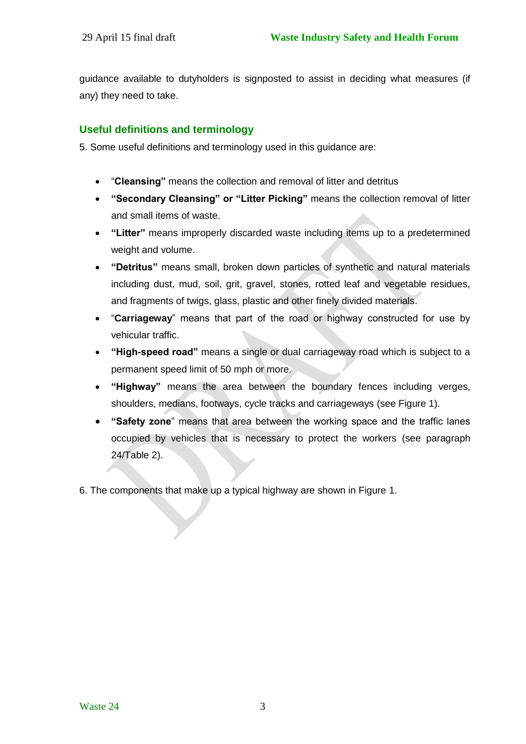guidance available to dutyholders is signposted to assist in deciding what measures (if any) they need to take.

## Useful definitions and terminology

5. Some useful definitions and terminology used in this guidance are:

- "**Cleansing"** means the collection and removal of litter and detritus
- **"Secondary Cleansing" or "Litter Picking"** means the collection removal of litter and small items of waste.
- **"Litter"** means improperly discarded waste including items up to a predetermined weight and volume.
- **"Detritus"** means small, broken down particles of synthetic and natural materials including dust, mud, soil, grit, gravel, stones, rotted leaf and vegetable residues, and fragments of twigs, glass, plastic and other finely divided materials.
- "**Carriageway**" means that part of the road or highway constructed for use by vehicular traffic.
- **"High-speed road"** means a single or dual carriageway road which is subject to a permanent speed limit of 50 mph or more.
- **"Highway"** means the area between the boundary fences including verges, shoulders, medians, footways, cycle tracks and carriageways (see Figure 1).
- **"Safety zone**" means that area between the working space and the traffic lanes occupied by vehicles that is necessary to protect the workers (see paragraph 24/Table 2).

6. The components that make up a typical highway are shown in Figure 1.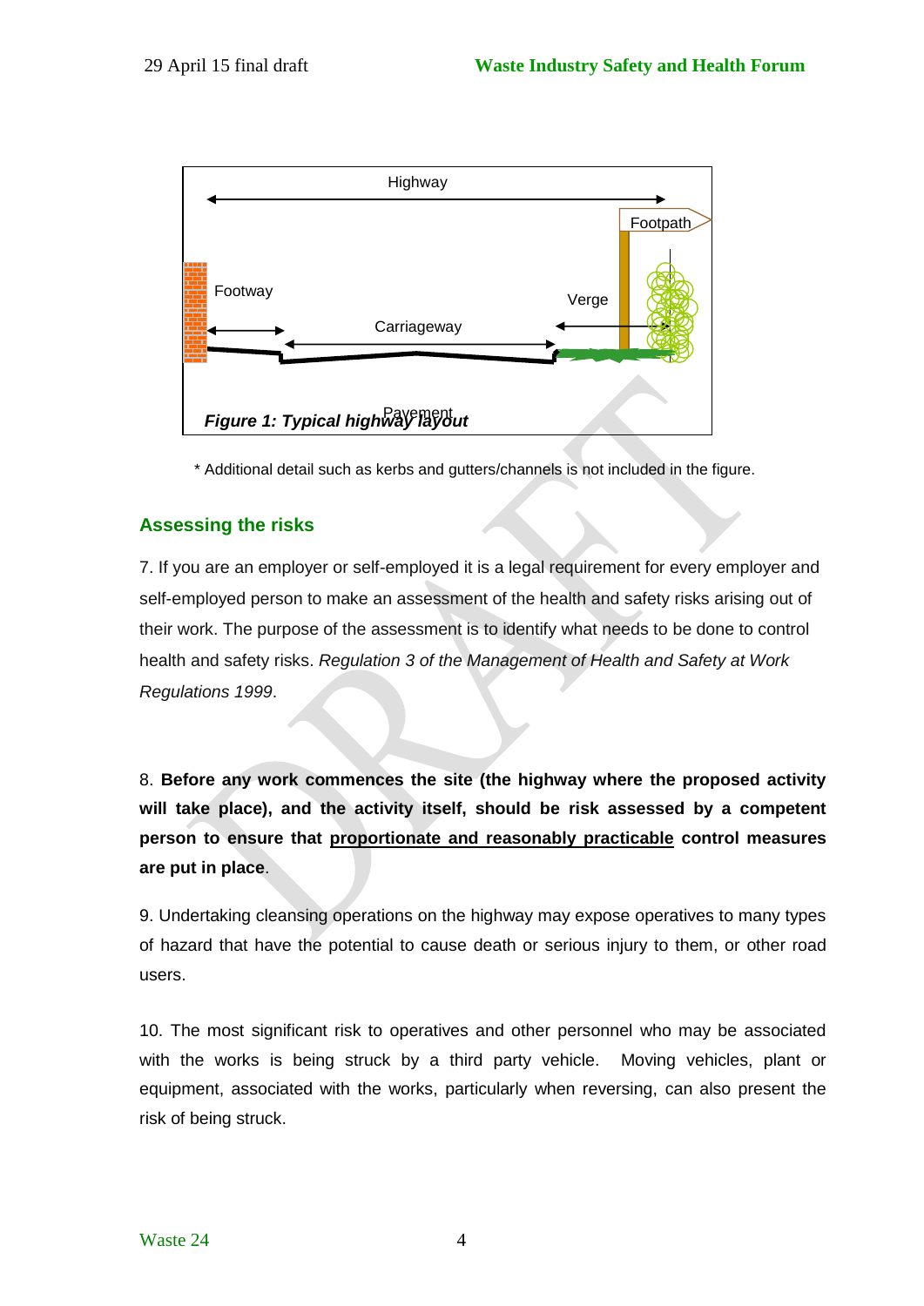Highway

Footpath

Footway

Verge

Carriageway

Pavement

*Figure 1: Typical highway layout*

* Additional detail such as kerbs and gutters/channels is not included in the figure.

## Assessing the risks

7. If you are an employer or self-employed it is a legal requirement for every employer and self-employed person to make an assessment of the health and safety risks arising out of their work. The purpose of the assessment is to identify what needs to be done to control health and safety risks. *Regulation 3 of the Management of Health and Safety at Work Regulations 1999*.

8. **Before any work commences the site (the highway where the proposed activity will take place), and the activity itself, should be risk assessed by a competent person to ensure that <u>proportionate and reasonably practicable</u> control measures are put in place**.

9. Undertaking cleansing operations on the highway may expose operatives to many types of hazard that have the potential to cause death or serious injury to them, or other road users.

10. The most significant risk to operatives and other personnel who may be associated with the works is being struck by a third party vehicle. Moving vehicles, plant or equipment, associated with the works, particularly when reversing, can also present the risk of being struck.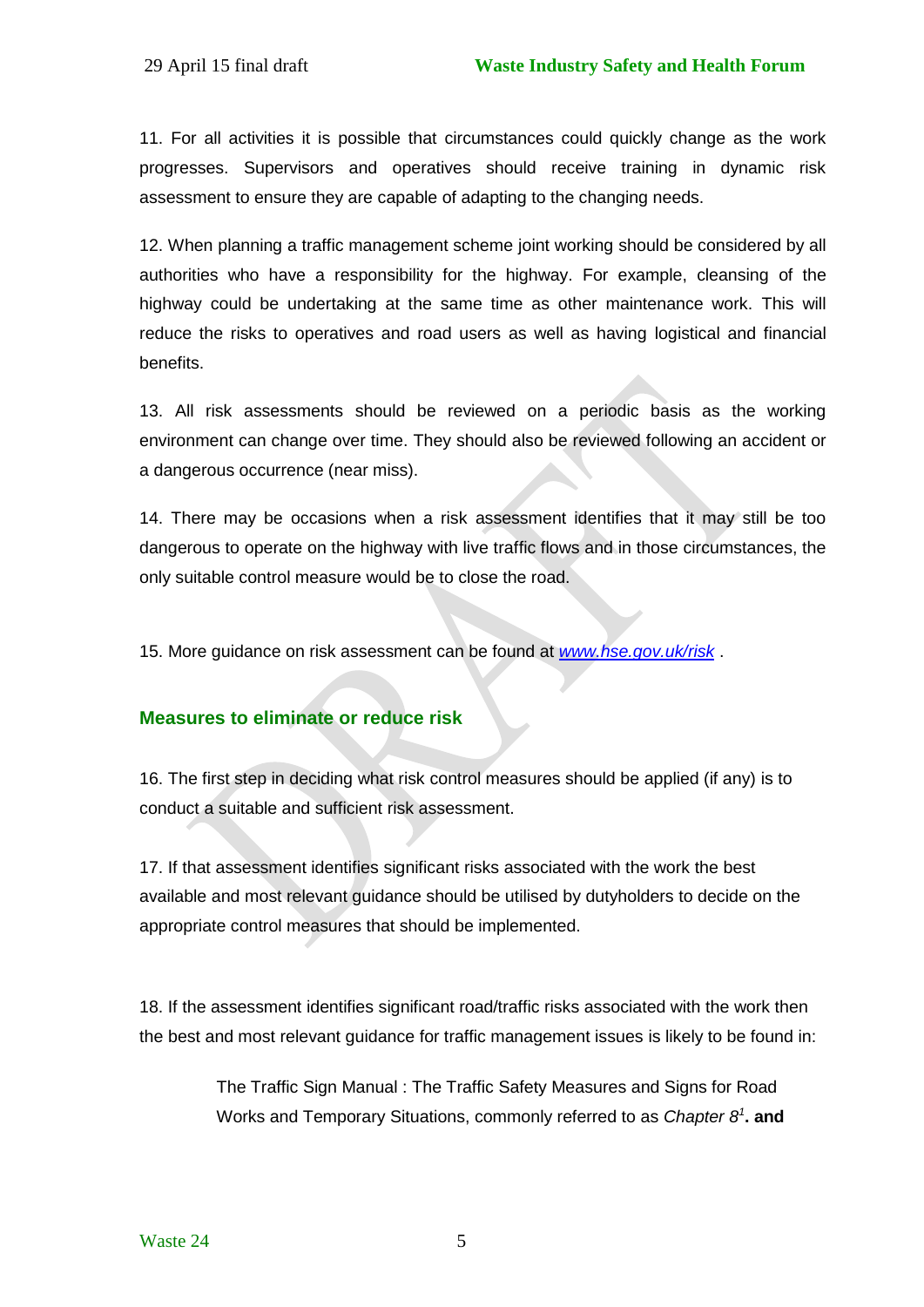11. For all activities it is possible that circumstances could quickly change as the work progresses. Supervisors and operatives should receive training in dynamic risk assessment to ensure they are capable of adapting to the changing needs.

12. When planning a traffic management scheme joint working should be considered by all authorities who have a responsibility for the highway. For example, cleansing of the highway could be undertaking at the same time as other maintenance work. This will reduce the risks to operatives and road users as well as having logistical and financial benefits.

13. All risk assessments should be reviewed on a periodic basis as the working environment can change over time. They should also be reviewed following an accident or a dangerous occurrence (near miss).

14. There may be occasions when a risk assessment identifies that it may still be too dangerous to operate on the highway with live traffic flows and in those circumstances, the only suitable control measure would be to close the road.

15. More guidance on risk assessment can be found at [www.hse.gov.uk/risk](www.hse.gov.uk/risk) .

## Measures to eliminate or reduce risk

16. The first step in deciding what risk control measures should be applied (if any) is to conduct a suitable and sufficient risk assessment.

17. If that assessment identifies significant risks associated with the work the best available and most relevant guidance should be utilised by dutyholders to decide on the appropriate control measures that should be implemented.

18. If the assessment identifies significant road/traffic risks associated with the work then the best and most relevant guidance for traffic management issues is likely to be found in:

> The Traffic Sign Manual : The Traffic Safety Measures and Signs for Road Works and Temporary Situations, commonly referred to as *Chapter 8*[1]**. and**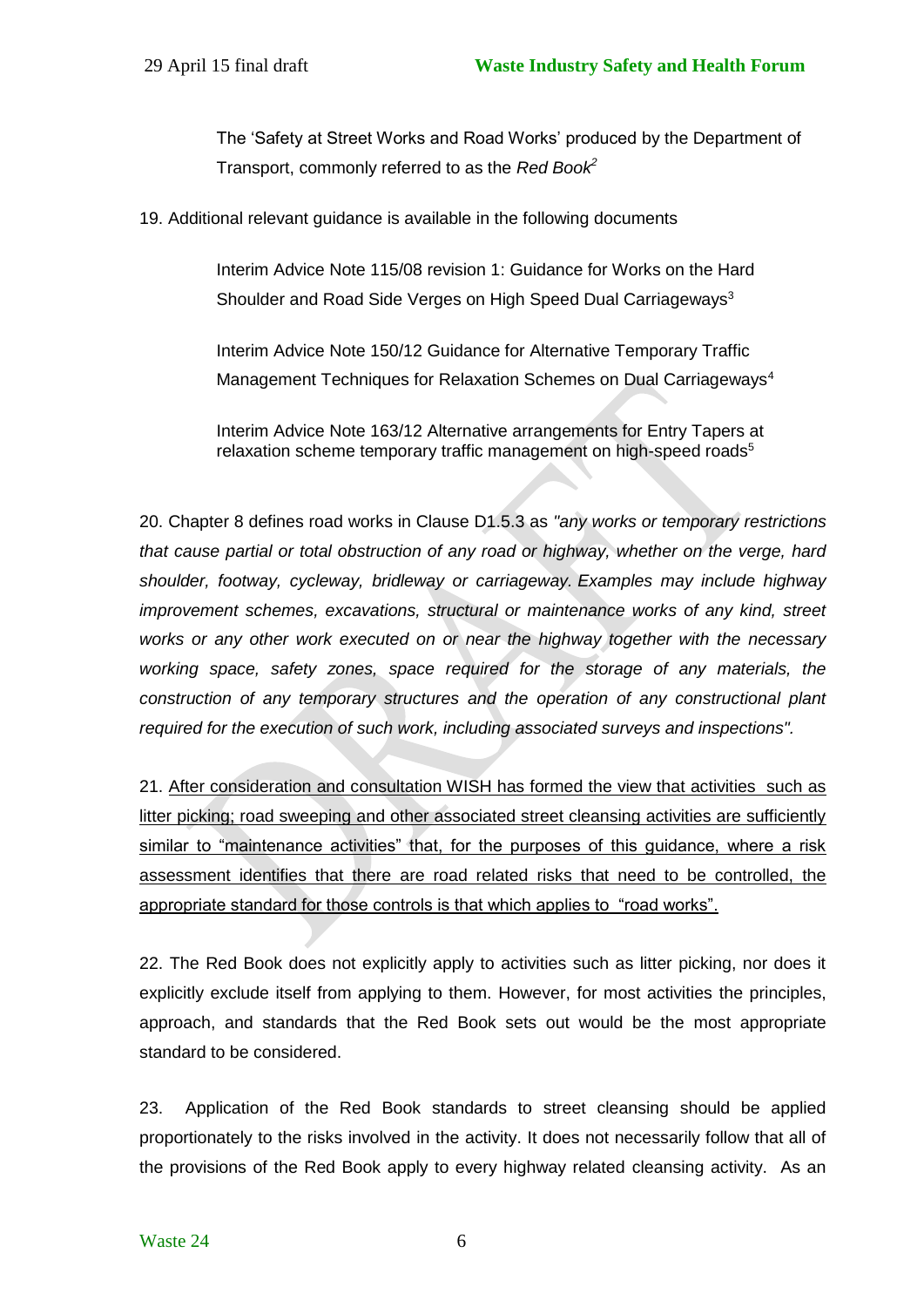The 'Safety at Street Works and Road Works' produced by the Department of Transport, commonly referred to as the *Red Book*[2]

19. Additional relevant guidance is available in the following documents

Interim Advice Note 115/08 revision 1: Guidance for Works on the Hard Shoulder and Road Side Verges on High Speed Dual Carriageways[3]

Interim Advice Note 150/12 Guidance for Alternative Temporary Traffic Management Techniques for Relaxation Schemes on Dual Carriageways[4]

Interim Advice Note 163/12 Alternative arrangements for Entry Tapers at relaxation scheme temporary traffic management on high-speed roads[5]

20. Chapter 8 defines road works in Clause D1.5.3 as *"any works or temporary restrictions that cause partial or total obstruction of any road or highway, whether on the verge, hard shoulder, footway, cycleway, bridleway or carriageway. Examples may include highway improvement schemes, excavations, structural or maintenance works of any kind, street works or any other work executed on or near the highway together with the necessary working space, safety zones, space required for the storage of any materials, the construction of any temporary structures and the operation of any constructional plant required for the execution of such work, including associated surveys and inspections".*

21. <u>After consideration and consultation WISH has formed the view that activities such as litter picking; road sweeping and other associated street cleansing activities are sufficiently similar to "maintenance activities" that, for the purposes of this guidance, where a risk assessment identifies that there are road related risks that need to be controlled, the appropriate standard for those controls is that which applies to "road works".</u>

22. The Red Book does not explicitly apply to activities such as litter picking, nor does it explicitly exclude itself from applying to them. However, for most activities the principles, approach, and standards that the Red Book sets out would be the most appropriate standard to be considered.

23. Application of the Red Book standards to street cleansing should be applied proportionately to the risks involved in the activity. It does not necessarily follow that all of the provisions of the Red Book apply to every highway related cleansing activity. As an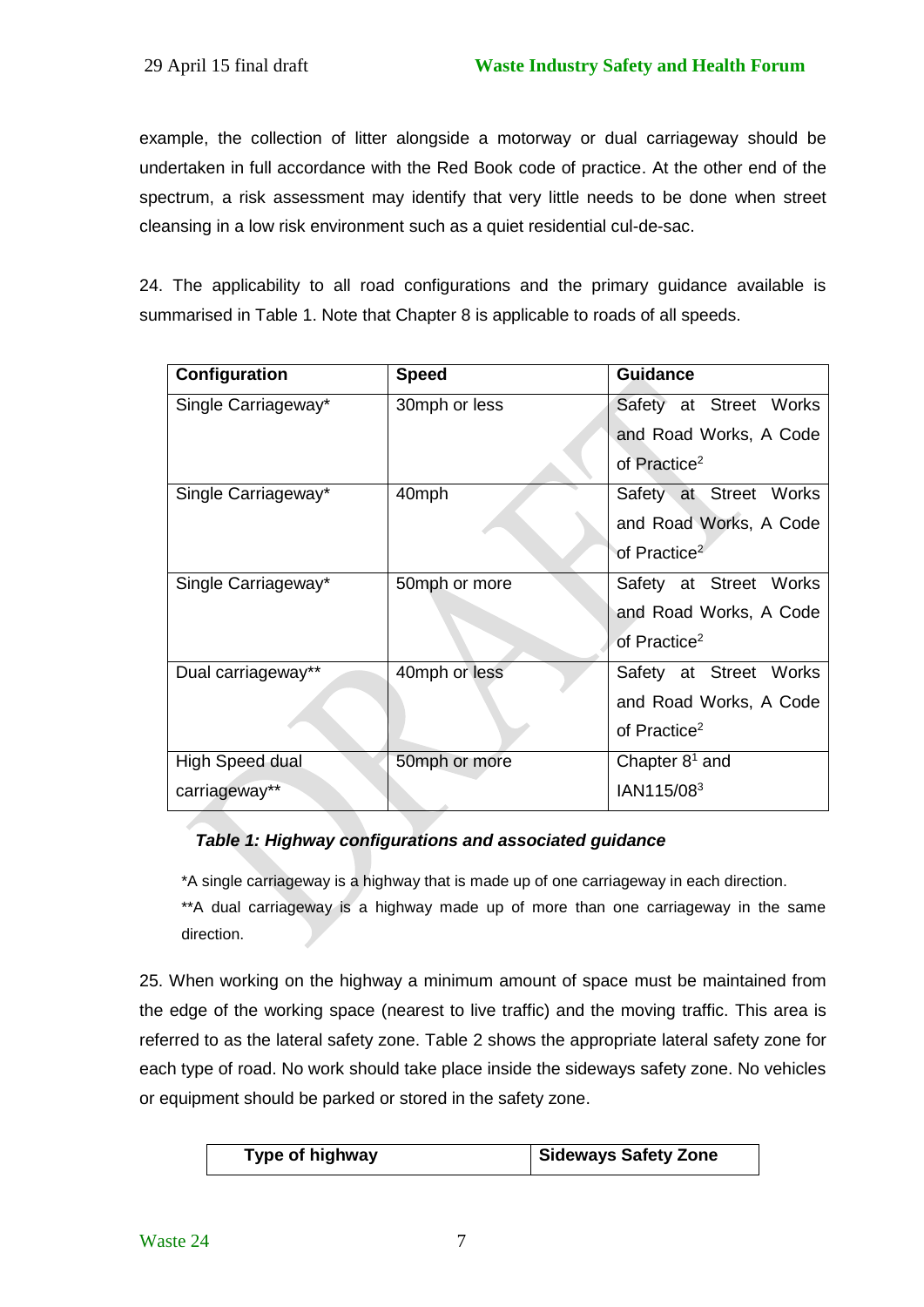example, the collection of litter alongside a motorway or dual carriageway should be undertaken in full accordance with the Red Book code of practice. At the other end of the spectrum, a risk assessment may identify that very little needs to be done when street cleansing in a low risk environment such as a quiet residential cul-de-sac.

24. The applicability to all road configurations and the primary guidance available is summarised in Table 1. Note that Chapter 8 is applicable to roads of all speeds.

| Configuration | Speed | Guidance |
|---|---|---|
| Single Carriageway* | 30mph or less | Safety at Street Works and Road Works, A Code of Practice[2] |
| Single Carriageway* | 40mph | Safety at Street Works and Road Works, A Code of Practice[2] |
| Single Carriageway* | 50mph or more | Safety at Street Works and Road Works, A Code of Practice[2] |
| Dual carriageway** | 40mph or less | Safety at Street Works and Road Works, A Code of Practice[2] |
| High Speed dual carriageway** | 50mph or more | Chapter 8[1] and IAN115/08[3] |

***Table 1: Highway configurations and associated guidance***

*A single carriageway is a highway that is made up of one carriageway in each direction.
**A dual carriageway is a highway made up of more than one carriageway in the same direction.

25. When working on the highway a minimum amount of space must be maintained from the edge of the working space (nearest to live traffic) and the moving traffic. This area is referred to as the lateral safety zone. Table 2 shows the appropriate lateral safety zone for each type of road. No work should take place inside the sideways safety zone. No vehicles or equipment should be parked or stored in the safety zone.

| Type of highway | Sideways Safety Zone |
|---|---|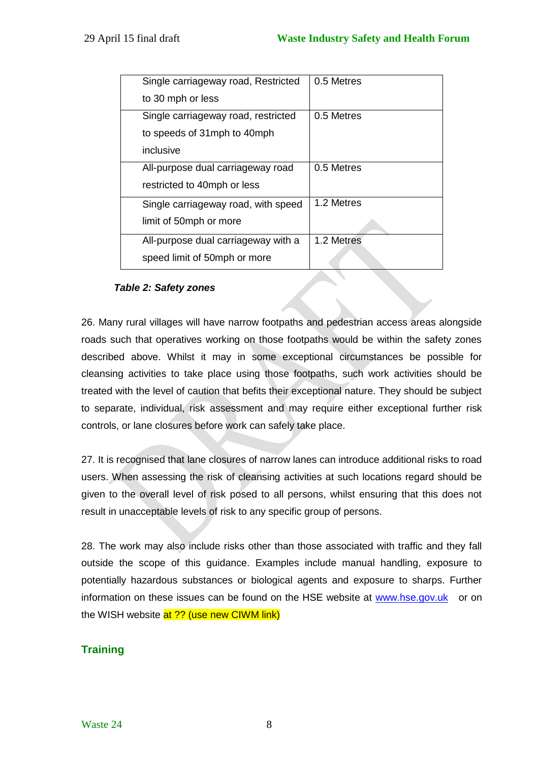| Single carriageway road, Restricted to 30 mph or less | 0.5 Metres |
|---|---|
| Single carriageway road, restricted to speeds of 31mph to 40mph inclusive | 0.5 Metres |
| All-purpose dual carriageway road restricted to 40mph or less | 0.5 Metres |
| Single carriageway road, with speed limit of 50mph or more | 1.2 Metres |
| All-purpose dual carriageway with a speed limit of 50mph or more | 1.2 Metres |

***Table 2: Safety zones***

26. Many rural villages will have narrow footpaths and pedestrian access areas alongside roads such that operatives working on those footpaths would be within the safety zones described above. Whilst it may in some exceptional circumstances be possible for cleansing activities to take place using those footpaths, such work activities should be treated with the level of caution that befits their exceptional nature. They should be subject to separate, individual, risk assessment and may require either exceptional further risk controls, or lane closures before work can safely take place.

27. It is recognised that lane closures of narrow lanes can introduce additional risks to road users. When assessing the risk of cleansing activities at such locations regard should be given to the overall level of risk posed to all persons, whilst ensuring that this does not result in unacceptable levels of risk to any specific group of persons.

28. The work may also include risks other than those associated with traffic and they fall outside the scope of this guidance. Examples include manual handling, exposure to potentially hazardous substances or biological agents and exposure to sharps. Further information on these issues can be found on the HSE website at www.hse.gov.uk or on the WISH website at ?? (use new CIWM link)

## Training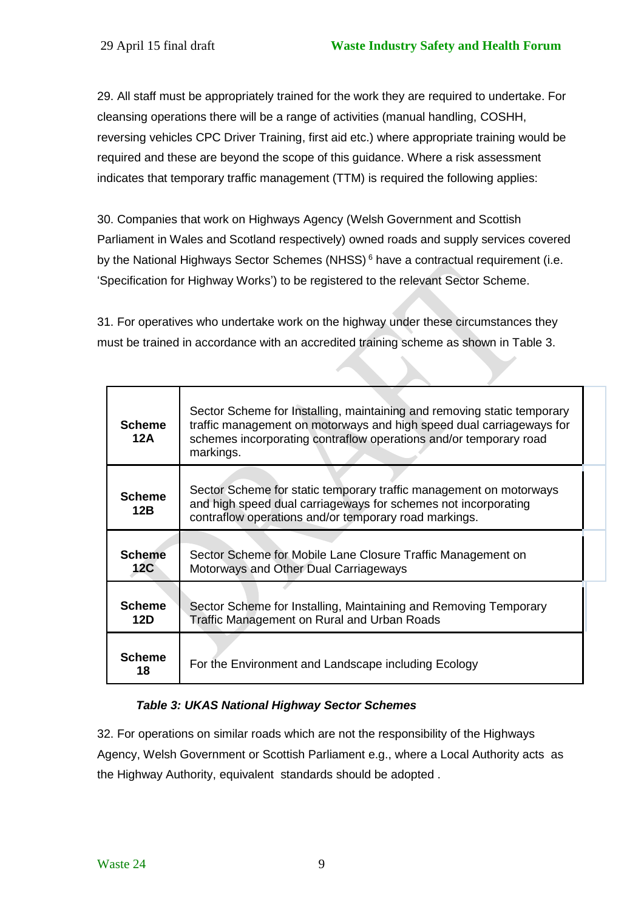29. All staff must be appropriately trained for the work they are required to undertake. For cleansing operations there will be a range of activities (manual handling, COSHH, reversing vehicles CPC Driver Training, first aid etc.) where appropriate training would be required and these are beyond the scope of this guidance. Where a risk assessment indicates that temporary traffic management (TTM) is required the following applies:

30. Companies that work on Highways Agency (Welsh Government and Scottish Parliament in Wales and Scotland respectively) owned roads and supply services covered by the National Highways Sector Schemes (NHSS) [6] have a contractual requirement (i.e. 'Specification for Highway Works') to be registered to the relevant Sector Scheme.

31. For operatives who undertake work on the highway under these circumstances they must be trained in accordance with an accredited training scheme as shown in Table 3.

| | |
|---|---|
| **Scheme 12A** | Sector Scheme for Installing, maintaining and removing static temporary traffic management on motorways and high speed dual carriageways for schemes incorporating contraflow operations and/or temporary road markings. |
| **Scheme 12B** | Sector Scheme for static temporary traffic management on motorways and high speed dual carriageways for schemes not incorporating contraflow operations and/or temporary road markings. |
| **Scheme 12C** | Sector Scheme for Mobile Lane Closure Traffic Management on Motorways and Other Dual Carriageways |
| **Scheme 12D** | Sector Scheme for Installing, Maintaining and Removing Temporary Traffic Management on Rural and Urban Roads |
| **Scheme 18** | For the Environment and Landscape including Ecology |

***Table 3: UKAS National Highway Sector Schemes***

32. For operations on similar roads which are not the responsibility of the Highways Agency, Welsh Government or Scottish Parliament e.g., where a Local Authority acts as the Highway Authority, equivalent standards should be adopted .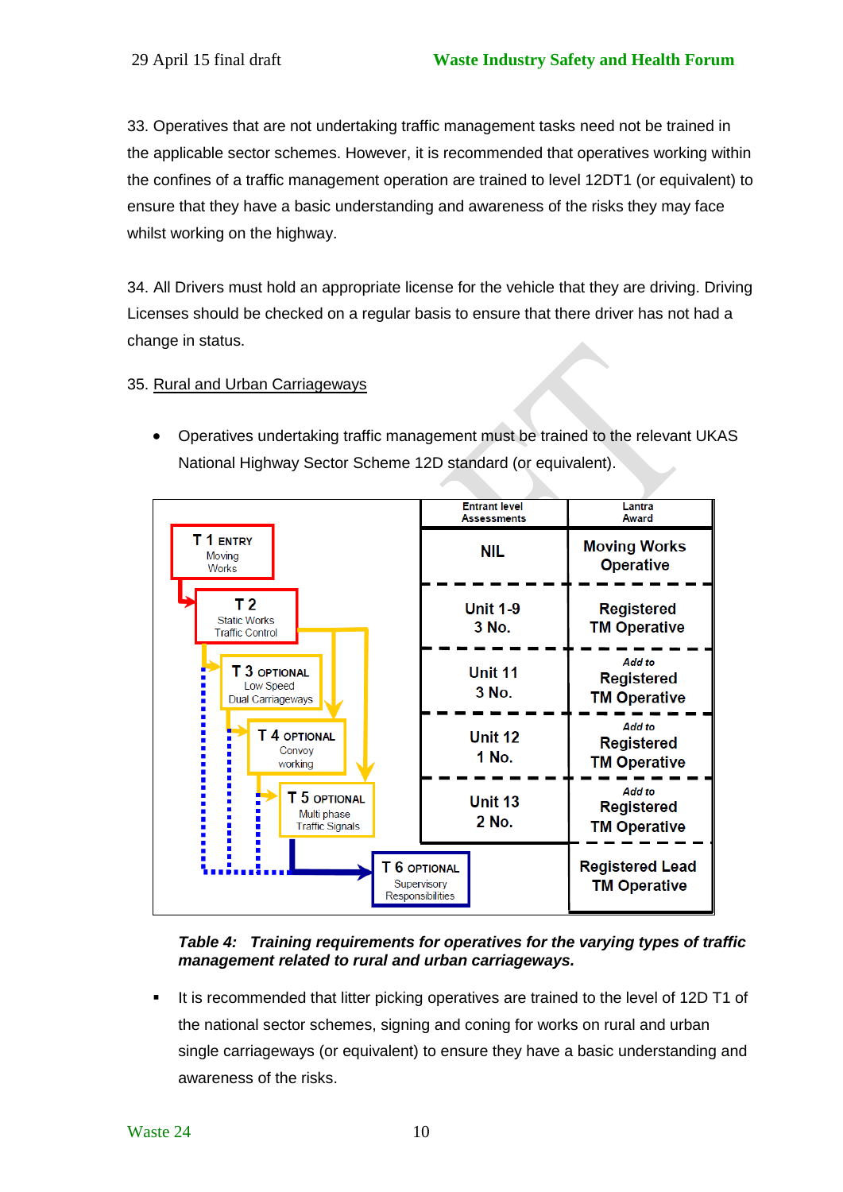33. Operatives that are not undertaking traffic management tasks need not be trained in the applicable sector schemes. However, it is recommended that operatives working within the confines of a traffic management operation are trained to level 12DT1 (or equivalent) to ensure that they have a basic understanding and awareness of the risks they may face whilst working on the highway.

34. All Drivers must hold an appropriate license for the vehicle that they are driving. Driving Licenses should be checked on a regular basis to ensure that there driver has not had a change in status.

35. Rural and Urban Carriageways

- Operatives undertaking traffic management must be trained to the relevant UKAS National Highway Sector Scheme 12D standard (or equivalent).

| Level | Entrant level Assessments | Lantra Award |
|---|---|---|
| T 1 ENTRY – Moving Works | NIL | Moving Works Operative |
| T 2 – Static Works Traffic Control | Unit 1-9 3 No. | Registered TM Operative |
| T 3 OPTIONAL – Low Speed Dual Carriageways | Unit 11 3 No. | *Add to* Registered TM Operative |
| T 4 OPTIONAL – Convoy working | Unit 12 1 No. | *Add to* Registered TM Operative |
| T 5 OPTIONAL – Multi phase Traffic Signals | Unit 13 2 No. | *Add to* Registered TM Operative |
| T 6 OPTIONAL – Supervisory Responsibilities | | Registered Lead TM Operative |

***Table 4: Training requirements for operatives for the varying types of traffic management related to rural and urban carriageways.***

- It is recommended that litter picking operatives are trained to the level of 12D T1 of the national sector schemes, signing and coning for works on rural and urban single carriageways (or equivalent) to ensure they have a basic understanding and awareness of the risks.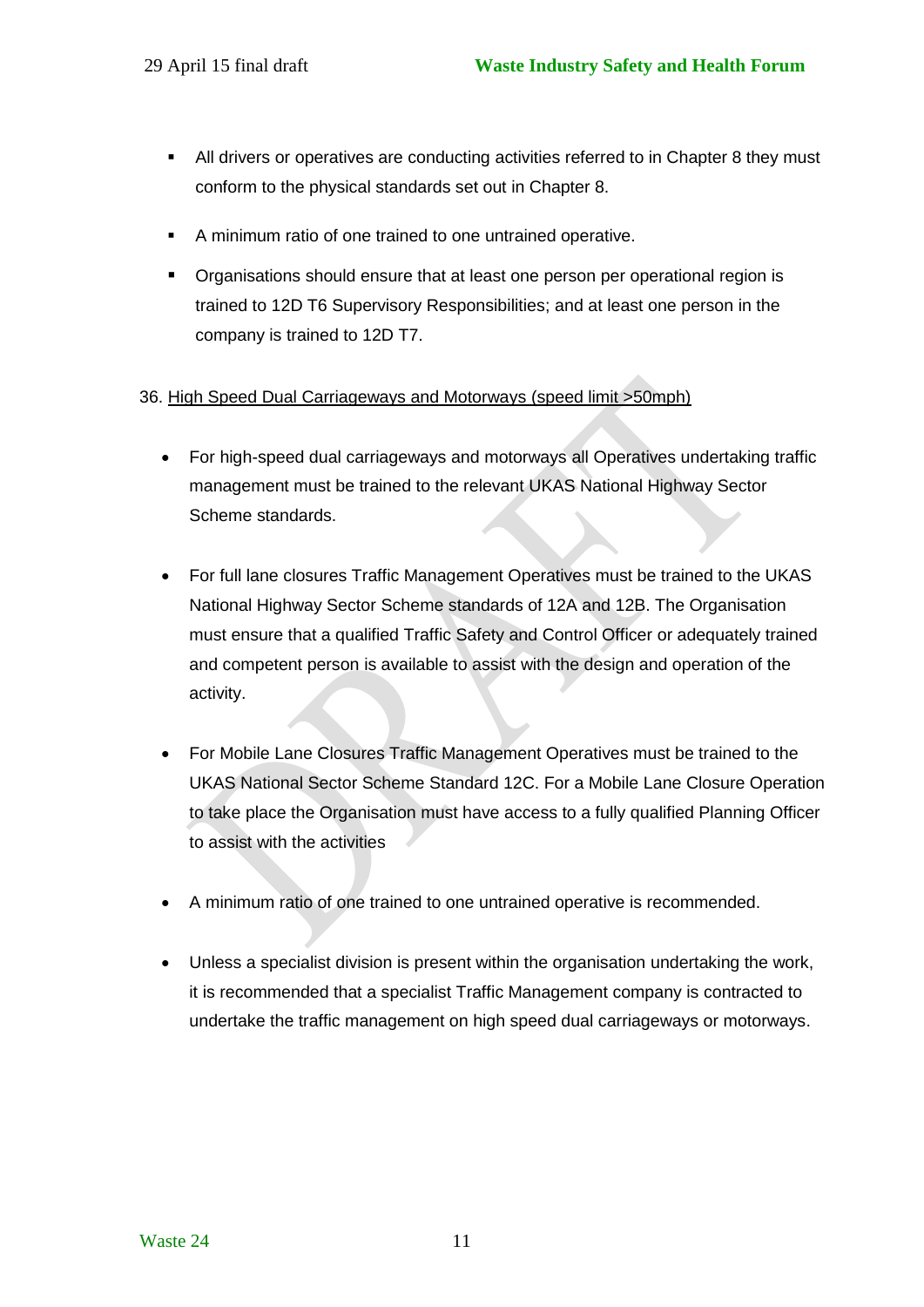- All drivers or operatives are conducting activities referred to in Chapter 8 they must conform to the physical standards set out in Chapter 8.
- A minimum ratio of one trained to one untrained operative.
- Organisations should ensure that at least one person per operational region is trained to 12D T6 Supervisory Responsibilities; and at least one person in the company is trained to 12D T7.

36. High Speed Dual Carriageways and Motorways (speed limit >50mph)

- For high-speed dual carriageways and motorways all Operatives undertaking traffic management must be trained to the relevant UKAS National Highway Sector Scheme standards.
- For full lane closures Traffic Management Operatives must be trained to the UKAS National Highway Sector Scheme standards of 12A and 12B. The Organisation must ensure that a qualified Traffic Safety and Control Officer or adequately trained and competent person is available to assist with the design and operation of the activity.
- For Mobile Lane Closures Traffic Management Operatives must be trained to the UKAS National Sector Scheme Standard 12C. For a Mobile Lane Closure Operation to take place the Organisation must have access to a fully qualified Planning Officer to assist with the activities
- A minimum ratio of one trained to one untrained operative is recommended.
- Unless a specialist division is present within the organisation undertaking the work, it is recommended that a specialist Traffic Management company is contracted to undertake the traffic management on high speed dual carriageways or motorways.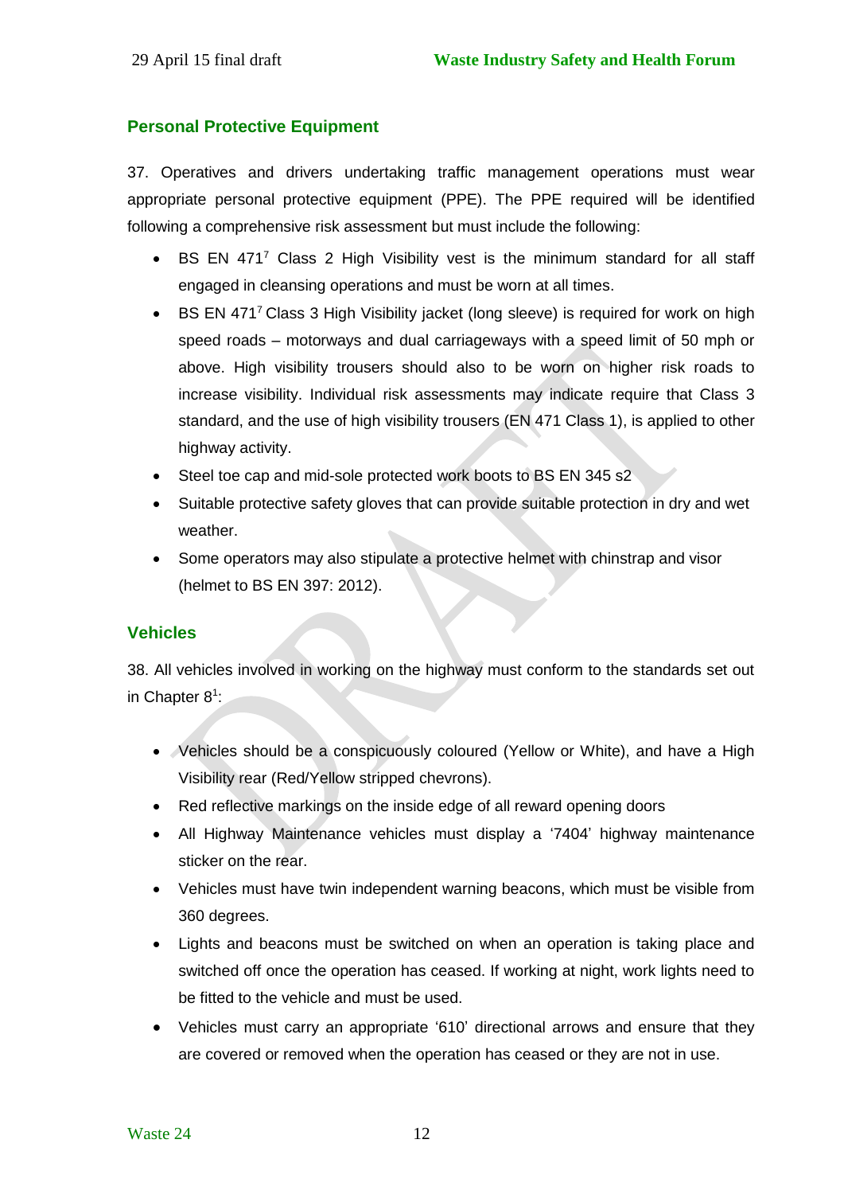## Personal Protective Equipment

37. Operatives and drivers undertaking traffic management operations must wear appropriate personal protective equipment (PPE). The PPE required will be identified following a comprehensive risk assessment but must include the following:

- BS EN 471[7] Class 2 High Visibility vest is the minimum standard for all staff engaged in cleansing operations and must be worn at all times.
- BS EN 471[7] Class 3 High Visibility jacket (long sleeve) is required for work on high speed roads – motorways and dual carriageways with a speed limit of 50 mph or above. High visibility trousers should also to be worn on higher risk roads to increase visibility. Individual risk assessments may indicate require that Class 3 standard, and the use of high visibility trousers (EN 471 Class 1), is applied to other highway activity.
- Steel toe cap and mid-sole protected work boots to BS EN 345 s2
- Suitable protective safety gloves that can provide suitable protection in dry and wet weather.
- Some operators may also stipulate a protective helmet with chinstrap and visor (helmet to BS EN 397: 2012).

## Vehicles

38. All vehicles involved in working on the highway must conform to the standards set out in Chapter 8[1]:

- Vehicles should be a conspicuously coloured (Yellow or White), and have a High Visibility rear (Red/Yellow stripped chevrons).
- Red reflective markings on the inside edge of all reward opening doors
- All Highway Maintenance vehicles must display a '7404' highway maintenance sticker on the rear.
- Vehicles must have twin independent warning beacons, which must be visible from 360 degrees.
- Lights and beacons must be switched on when an operation is taking place and switched off once the operation has ceased. If working at night, work lights need to be fitted to the vehicle and must be used.
- Vehicles must carry an appropriate '610' directional arrows and ensure that they are covered or removed when the operation has ceased or they are not in use.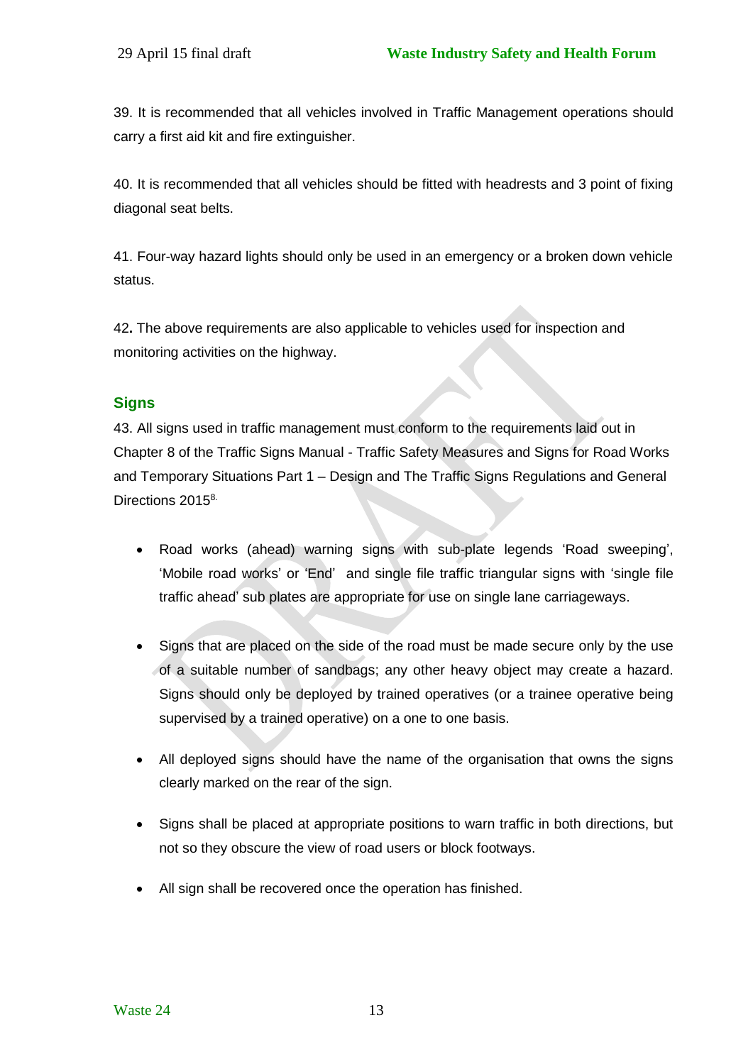39. It is recommended that all vehicles involved in Traffic Management operations should carry a first aid kit and fire extinguisher.

40. It is recommended that all vehicles should be fitted with headrests and 3 point of fixing diagonal seat belts.

41. Four-way hazard lights should only be used in an emergency or a broken down vehicle status.

42**.** The above requirements are also applicable to vehicles used for inspection and monitoring activities on the highway.

## Signs

43. All signs used in traffic management must conform to the requirements laid out in Chapter 8 of the Traffic Signs Manual - Traffic Safety Measures and Signs for Road Works and Temporary Situations Part 1 – Design and The Traffic Signs Regulations and General Directions 2015[8.]

- Road works (ahead) warning signs with sub-plate legends 'Road sweeping', 'Mobile road works' or 'End' and single file traffic triangular signs with 'single file traffic ahead' sub plates are appropriate for use on single lane carriageways.

- Signs that are placed on the side of the road must be made secure only by the use of a suitable number of sandbags; any other heavy object may create a hazard. Signs should only be deployed by trained operatives (or a trainee operative being supervised by a trained operative) on a one to one basis.

- All deployed signs should have the name of the organisation that owns the signs clearly marked on the rear of the sign.

- Signs shall be placed at appropriate positions to warn traffic in both directions, but not so they obscure the view of road users or block footways.

- All sign shall be recovered once the operation has finished.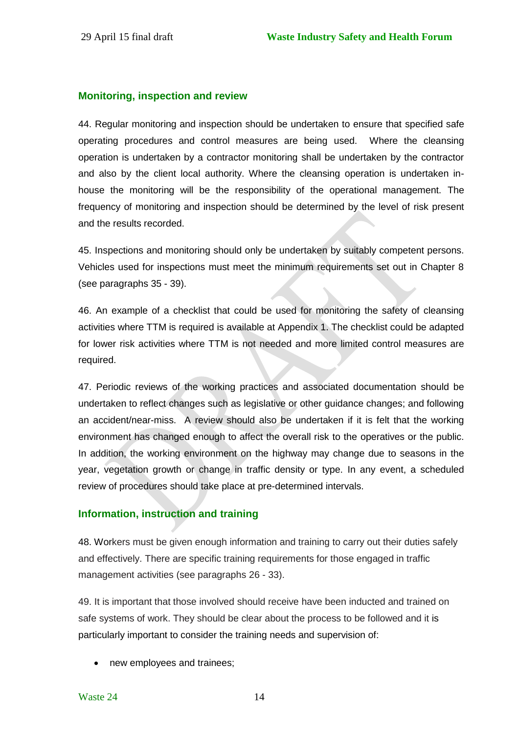## Monitoring, inspection and review

44. Regular monitoring and inspection should be undertaken to ensure that specified safe operating procedures and control measures are being used. Where the cleansing operation is undertaken by a contractor monitoring shall be undertaken by the contractor and also by the client local authority. Where the cleansing operation is undertaken in-house the monitoring will be the responsibility of the operational management. The frequency of monitoring and inspection should be determined by the level of risk present and the results recorded.

45. Inspections and monitoring should only be undertaken by suitably competent persons. Vehicles used for inspections must meet the minimum requirements set out in Chapter 8 (see paragraphs 35 - 39).

46. An example of a checklist that could be used for monitoring the safety of cleansing activities where TTM is required is available at Appendix 1. The checklist could be adapted for lower risk activities where TTM is not needed and more limited control measures are required.

47. Periodic reviews of the working practices and associated documentation should be undertaken to reflect changes such as legislative or other guidance changes; and following an accident/near-miss. A review should also be undertaken if it is felt that the working environment has changed enough to affect the overall risk to the operatives or the public. In addition, the working environment on the highway may change due to seasons in the year, vegetation growth or change in traffic density or type. In any event, a scheduled review of procedures should take place at pre-determined intervals.

## Information, instruction and training

48. Workers must be given enough information and training to carry out their duties safely and effectively. There are specific training requirements for those engaged in traffic management activities (see paragraphs 26 - 33).

49. It is important that those involved should receive have been inducted and trained on safe systems of work. They should be clear about the process to be followed and it is particularly important to consider the training needs and supervision of:

- new employees and trainees;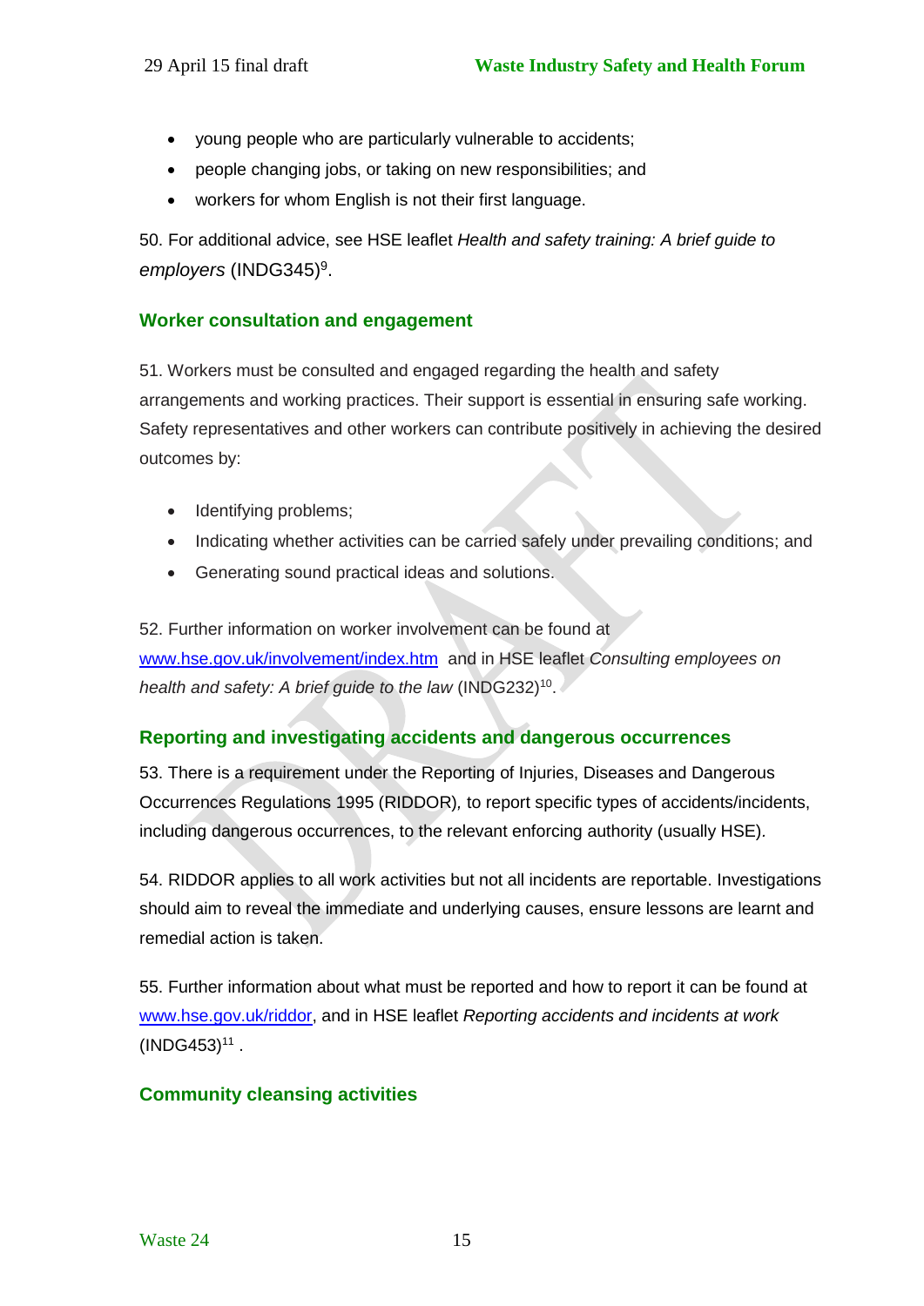- young people who are particularly vulnerable to accidents;
- people changing jobs, or taking on new responsibilities; and
- workers for whom English is not their first language.

50. For additional advice, see HSE leaflet *Health and safety training: A brief guide to employers* (INDG345)[9].

## Worker consultation and engagement

51. Workers must be consulted and engaged regarding the health and safety arrangements and working practices. Their support is essential in ensuring safe working. Safety representatives and other workers can contribute positively in achieving the desired outcomes by:

- Identifying problems;
- Indicating whether activities can be carried safely under prevailing conditions; and
- Generating sound practical ideas and solutions.

52. Further information on worker involvement can be found at www.hse.gov.uk/involvement/index.htm and in HSE leaflet *Consulting employees on health and safety: A brief guide to the law* (INDG232)[10].

## Reporting and investigating accidents and dangerous occurrences

53. There is a requirement under the Reporting of Injuries, Diseases and Dangerous Occurrences Regulations 1995 (RIDDOR), to report specific types of accidents/incidents, including dangerous occurrences, to the relevant enforcing authority (usually HSE).

54. RIDDOR applies to all work activities but not all incidents are reportable. Investigations should aim to reveal the immediate and underlying causes, ensure lessons are learnt and remedial action is taken.

55. Further information about what must be reported and how to report it can be found at www.hse.gov.uk/riddor, and in HSE leaflet *Reporting accidents and incidents at work* (INDG453)[11] .

## Community cleansing activities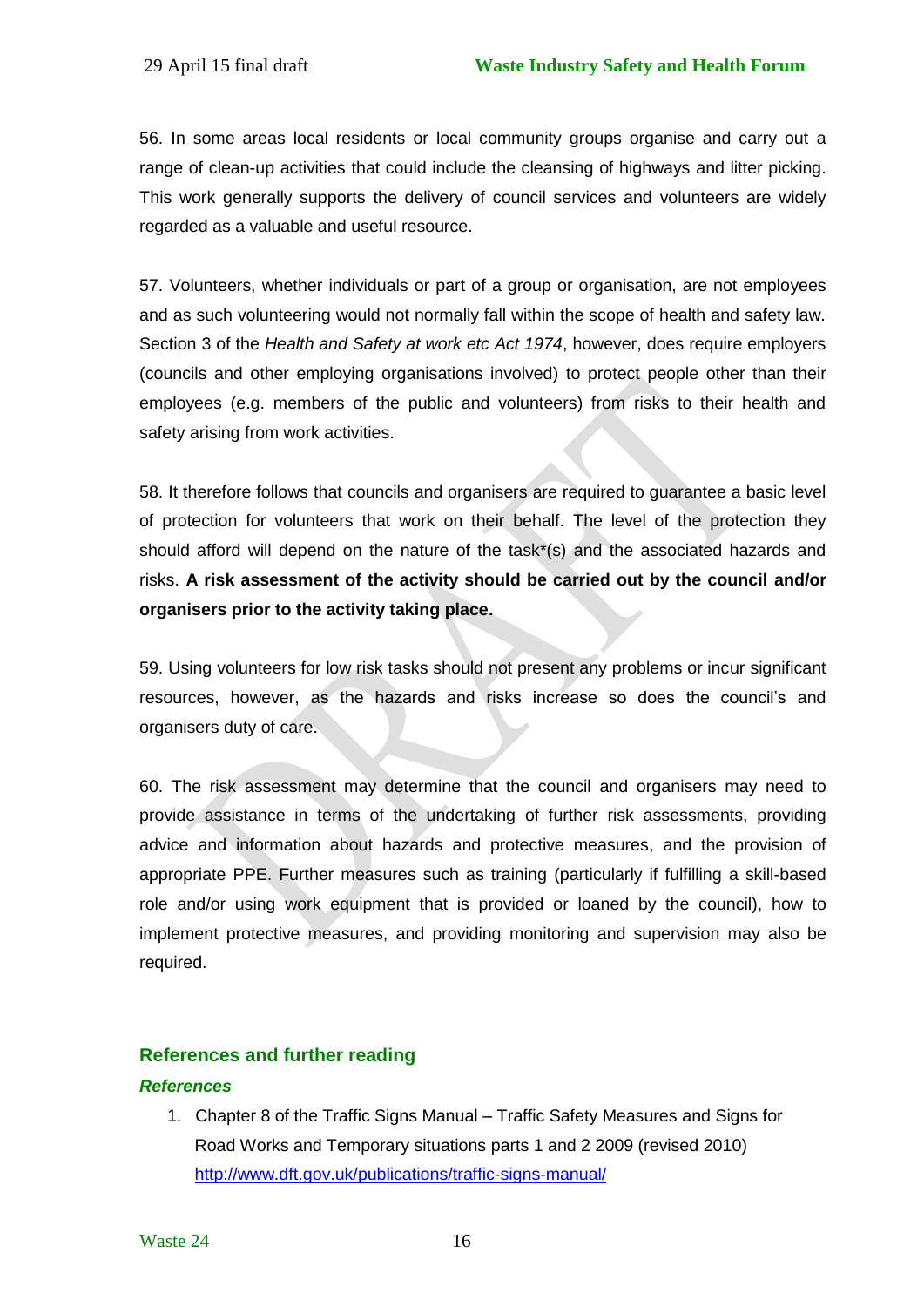56. In some areas local residents or local community groups organise and carry out a range of clean-up activities that could include the cleansing of highways and litter picking. This work generally supports the delivery of council services and volunteers are widely regarded as a valuable and useful resource.

57. Volunteers, whether individuals or part of a group or organisation, are not employees and as such volunteering would not normally fall within the scope of health and safety law. Section 3 of the *Health and Safety at work etc Act 1974*, however, does require employers (councils and other employing organisations involved) to protect people other than their employees (e.g. members of the public and volunteers) from risks to their health and safety arising from work activities.

58. It therefore follows that councils and organisers are required to guarantee a basic level of protection for volunteers that work on their behalf. The level of the protection they should afford will depend on the nature of the task*(s) and the associated hazards and risks. **A risk assessment of the activity should be carried out by the council and/or organisers prior to the activity taking place.**

59. Using volunteers for low risk tasks should not present any problems or incur significant resources, however, as the hazards and risks increase so does the council's and organisers duty of care.

60. The risk assessment may determine that the council and organisers may need to provide assistance in terms of the undertaking of further risk assessments, providing advice and information about hazards and protective measures, and the provision of appropriate PPE. Further measures such as training (particularly if fulfilling a skill-based role and/or using work equipment that is provided or loaned by the council), how to implement protective measures, and providing monitoring and supervision may also be required.

## References and further reading

### *References*

1. Chapter 8 of the Traffic Signs Manual – Traffic Safety Measures and Signs for Road Works and Temporary situations parts 1 and 2 2009 (revised 2010) http://www.dft.gov.uk/publications/traffic-signs-manual/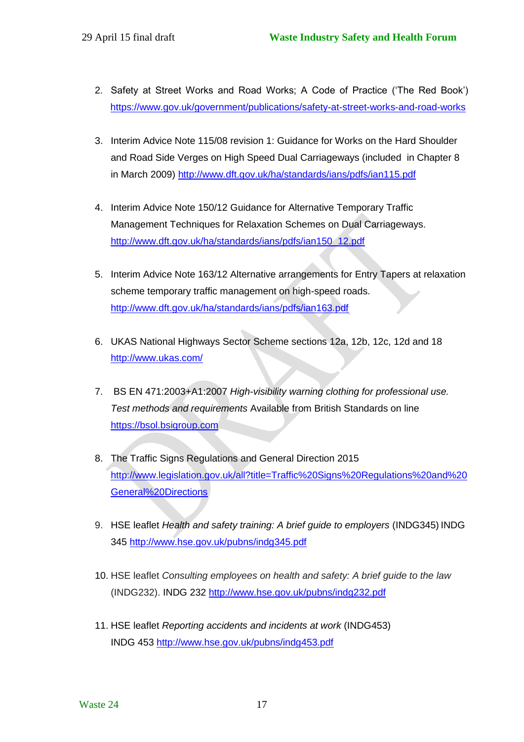2. Safety at Street Works and Road Works; A Code of Practice ('The Red Book') https://www.gov.uk/government/publications/safety-at-street-works-and-road-works

3. Interim Advice Note 115/08 revision 1: Guidance for Works on the Hard Shoulder and Road Side Verges on High Speed Dual Carriageways (included in Chapter 8 in March 2009) http://www.dft.gov.uk/ha/standards/ians/pdfs/ian115.pdf

4. Interim Advice Note 150/12 Guidance for Alternative Temporary Traffic Management Techniques for Relaxation Schemes on Dual Carriageways. http://www.dft.gov.uk/ha/standards/ians/pdfs/ian150_12.pdf

5. Interim Advice Note 163/12 Alternative arrangements for Entry Tapers at relaxation scheme temporary traffic management on high-speed roads. http://www.dft.gov.uk/ha/standards/ians/pdfs/ian163.pdf

6. UKAS National Highways Sector Scheme sections 12a, 12b, 12c, 12d and 18 http://www.ukas.com/

7. BS EN 471:2003+A1:2007 *High-visibility warning clothing for professional use. Test methods and requirements* Available from British Standards on line https://bsol.bsigroup.com

8. The Traffic Signs Regulations and General Direction 2015 http://www.legislation.gov.uk/all?title=Traffic%20Signs%20Regulations%20and%20General%20Directions

9. HSE leaflet *Health and safety training: A brief guide to employers* (INDG345) INDG 345 http://www.hse.gov.uk/pubns/indg345.pdf

10. HSE leaflet *Consulting employees on health and safety: A brief guide to the law* (INDG232). INDG 232 http://www.hse.gov.uk/pubns/indg232.pdf

11. HSE leaflet *Reporting accidents and incidents at work* (INDG453) INDG 453 http://www.hse.gov.uk/pubns/indg453.pdf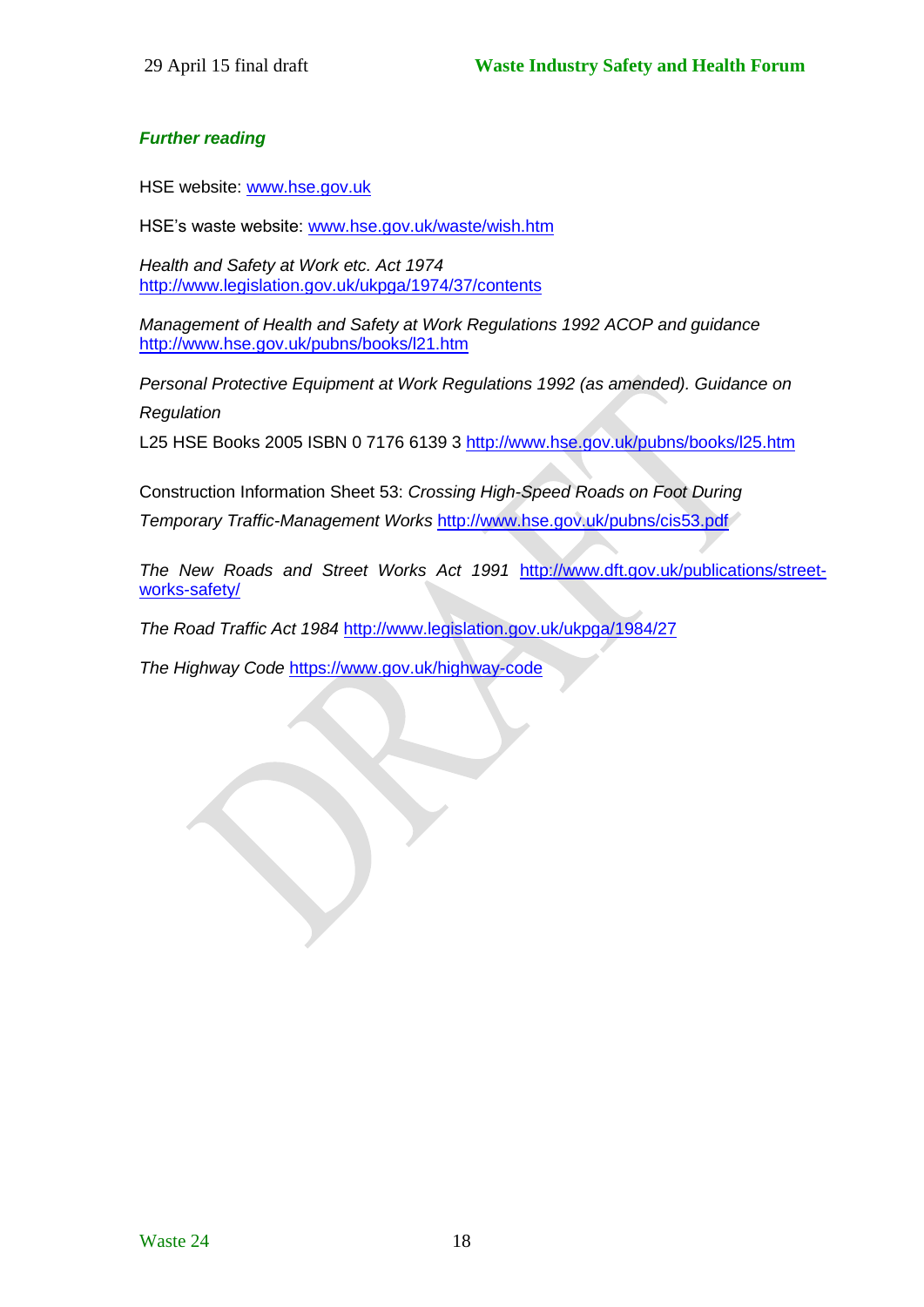### *Further reading*

HSE website: www.hse.gov.uk

HSE's waste website: www.hse.gov.uk/waste/wish.htm

*Health and Safety at Work etc. Act 1974*
http://www.legislation.gov.uk/ukpga/1974/37/contents

*Management of Health and Safety at Work Regulations 1992 ACOP and guidance*
http://www.hse.gov.uk/pubns/books/l21.htm

*Personal Protective Equipment at Work Regulations 1992 (as amended). Guidance on Regulation*
L25 HSE Books 2005 ISBN 0 7176 6139 3 http://www.hse.gov.uk/pubns/books/l25.htm

Construction Information Sheet 53: *Crossing High-Speed Roads on Foot During Temporary Traffic-Management Works* http://www.hse.gov.uk/pubns/cis53.pdf

*The New Roads and Street Works Act 1991* http://www.dft.gov.uk/publications/street-works-safety/

*The Road Traffic Act 1984* http://www.legislation.gov.uk/ukpga/1984/27

*The Highway Code* https://www.gov.uk/highway-code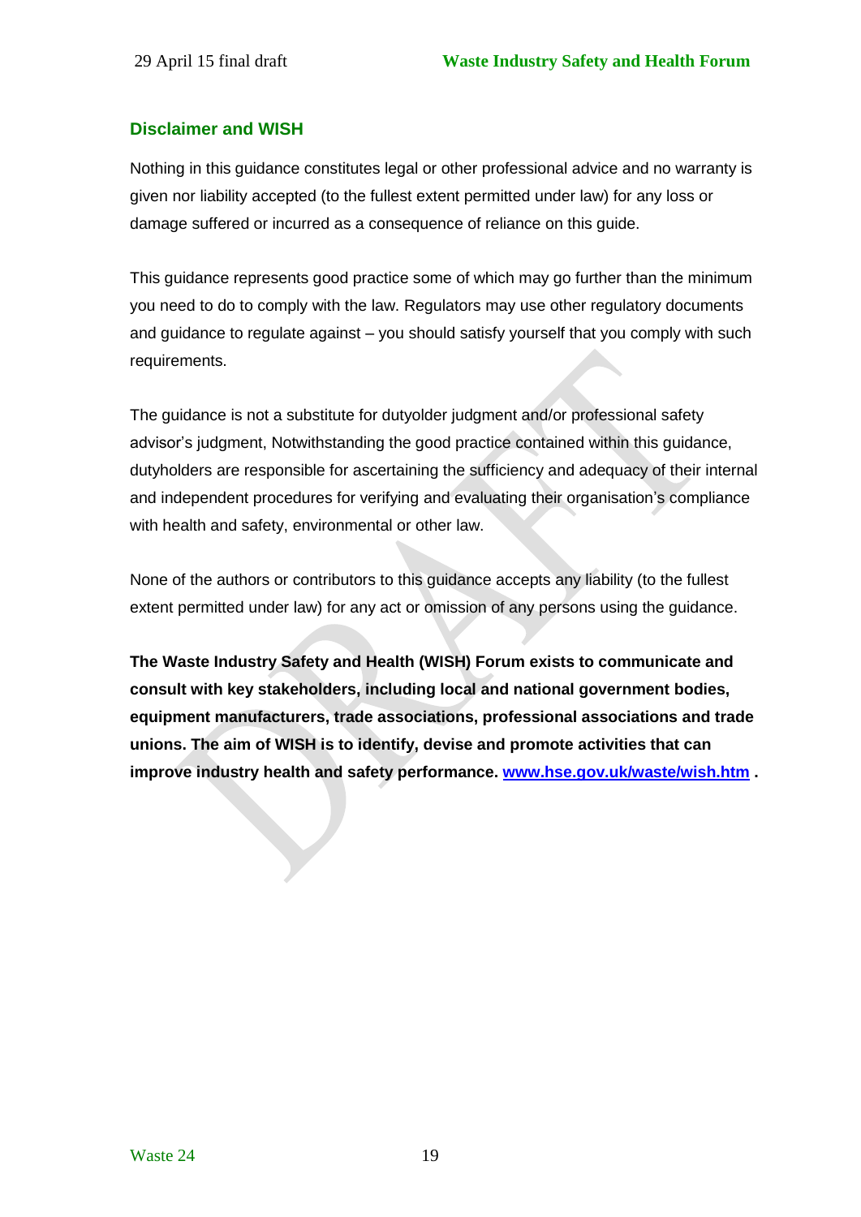## Disclaimer and WISH

Nothing in this guidance constitutes legal or other professional advice and no warranty is given nor liability accepted (to the fullest extent permitted under law) for any loss or damage suffered or incurred as a consequence of reliance on this guide.

This guidance represents good practice some of which may go further than the minimum you need to do to comply with the law. Regulators may use other regulatory documents and guidance to regulate against – you should satisfy yourself that you comply with such requirements.

The guidance is not a substitute for dutyolder judgment and/or professional safety advisor's judgment, Notwithstanding the good practice contained within this guidance, dutyholders are responsible for ascertaining the sufficiency and adequacy of their internal and independent procedures for verifying and evaluating their organisation's compliance with health and safety, environmental or other law.

None of the authors or contributors to this guidance accepts any liability (to the fullest extent permitted under law) for any act or omission of any persons using the guidance.

**The Waste Industry Safety and Health (WISH) Forum exists to communicate and consult with key stakeholders, including local and national government bodies, equipment manufacturers, trade associations, professional associations and trade unions. The aim of WISH is to identify, devise and promote activities that can improve industry health and safety performance. [www.hse.gov.uk/waste/wish.htm](http://www.hse.gov.uk/waste/wish.htm) .**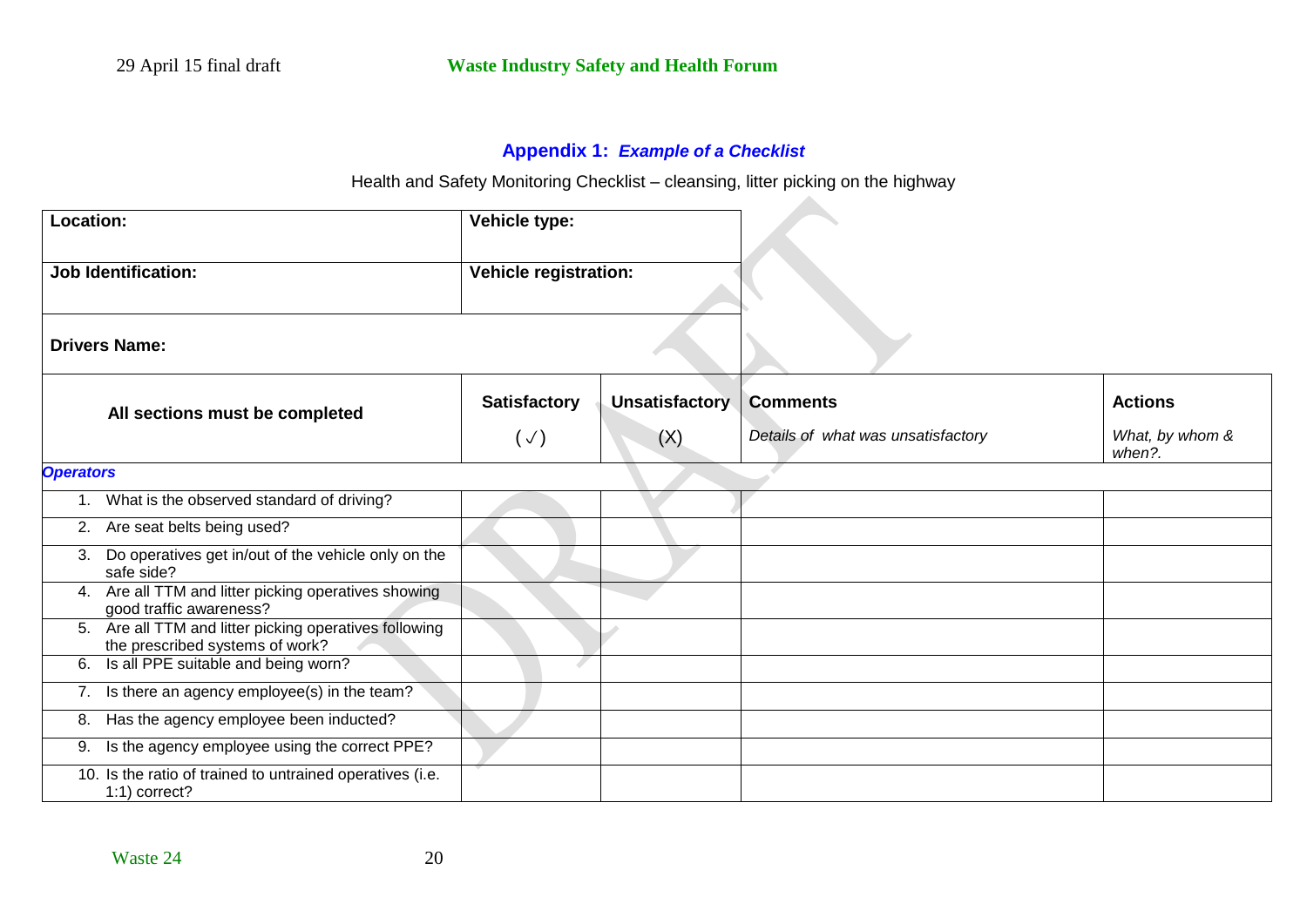## Appendix 1: *Example of a Checklist*

Health and Safety Monitoring Checklist – cleansing, litter picking on the highway

| **Location:** | **Vehicle type:** |
|---|---|
| **Job Identification:** | **Vehicle registration:** |
| **Drivers Name:** | |

| **All sections must be completed** | **Satisfactory** (✓) | **Unsatisfactory** (X) | **Comments** *Details of what was unsatisfactory* | **Actions** *What, by whom & when?.* |
|---|---|---|---|---|
| ***Operators*** | | | | |
| 1. What is the observed standard of driving? | | | | |
| 2. Are seat belts being used? | | | | |
| 3. Do operatives get in/out of the vehicle only on the safe side? | | | | |
| 4. Are all TTM and litter picking operatives showing good traffic awareness? | | | | |
| 5. Are all TTM and litter picking operatives following the prescribed systems of work? | | | | |
| 6. Is all PPE suitable and being worn? | | | | |
| 7. Is there an agency employee(s) in the team? | | | | |
| 8. Has the agency employee been inducted? | | | | |
| 9. Is the agency employee using the correct PPE? | | | | |
| 10. Is the ratio of trained to untrained operatives (i.e. 1:1) correct? | | | | |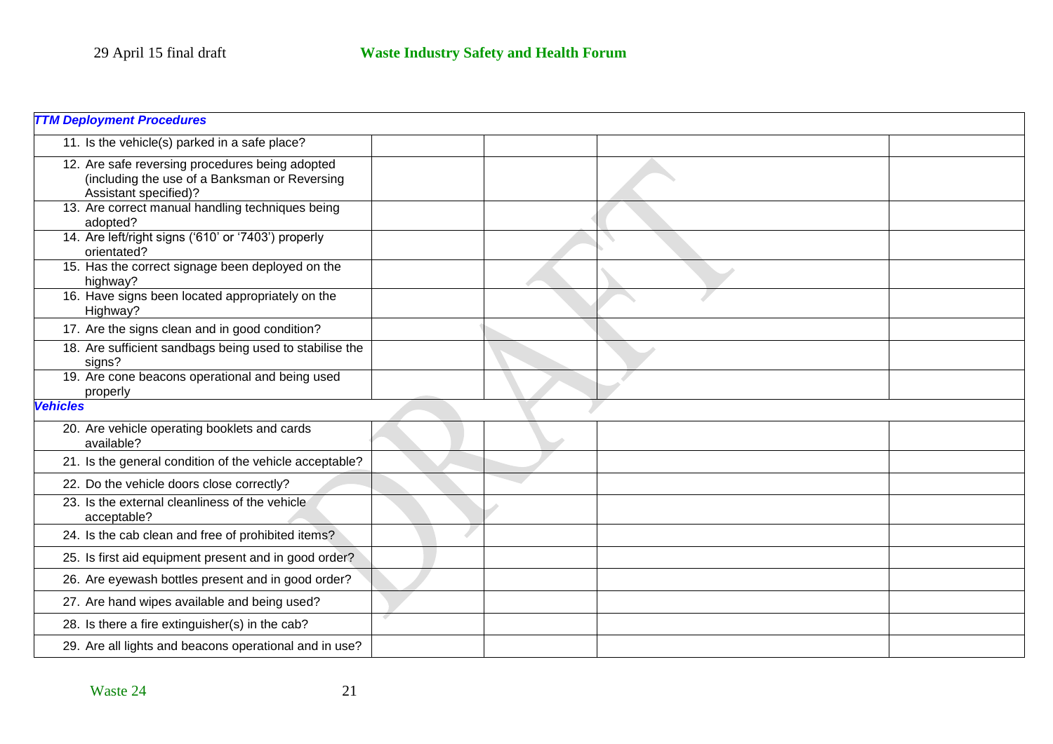| TTM Deployment Procedures | | | | |
|---|---|---|---|---|
| 11. Is the vehicle(s) parked in a safe place? | | | | |
| 12. Are safe reversing procedures being adopted (including the use of a Banksman or Reversing Assistant specified)? | | | | |
| 13. Are correct manual handling techniques being adopted? | | | | |
| 14. Are left/right signs ('610' or '7403') properly orientated? | | | | |
| 15. Has the correct signage been deployed on the highway? | | | | |
| 16. Have signs been located appropriately on the Highway? | | | | |
| 17. Are the signs clean and in good condition? | | | | |
| 18. Are sufficient sandbags being used to stabilise the signs? | | | | |
| 19. Are cone beacons operational and being used properly | | | | |
| ***Vehicles*** | | | | |
| 20. Are vehicle operating booklets and cards available? | | | | |
| 21. Is the general condition of the vehicle acceptable? | | | | |
| 22. Do the vehicle doors close correctly? | | | | |
| 23. Is the external cleanliness of the vehicle acceptable? | | | | |
| 24. Is the cab clean and free of prohibited items? | | | | |
| 25. Is first aid equipment present and in good order? | | | | |
| 26. Are eyewash bottles present and in good order? | | | | |
| 27. Are hand wipes available and being used? | | | | |
| 28. Is there a fire extinguisher(s) in the cab? | | | | |
| 29. Are all lights and beacons operational and in use? | | | | |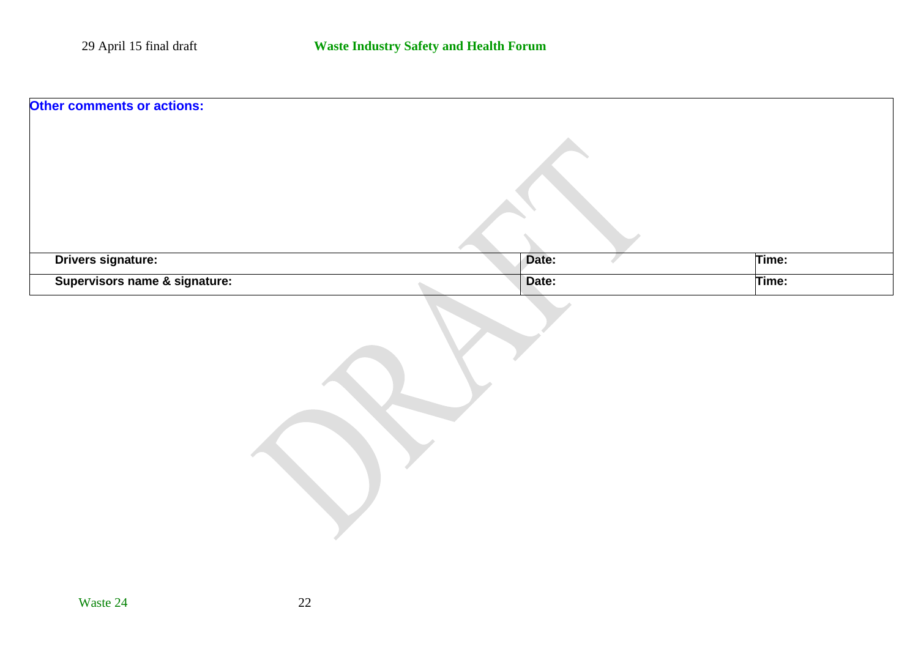| Other comments or actions: | | |
|---|---|---|
| | | |
| **Drivers signature:** | **Date:** | **Time:** |
| **Supervisors name & signature:** | **Date:** | **Time:** |